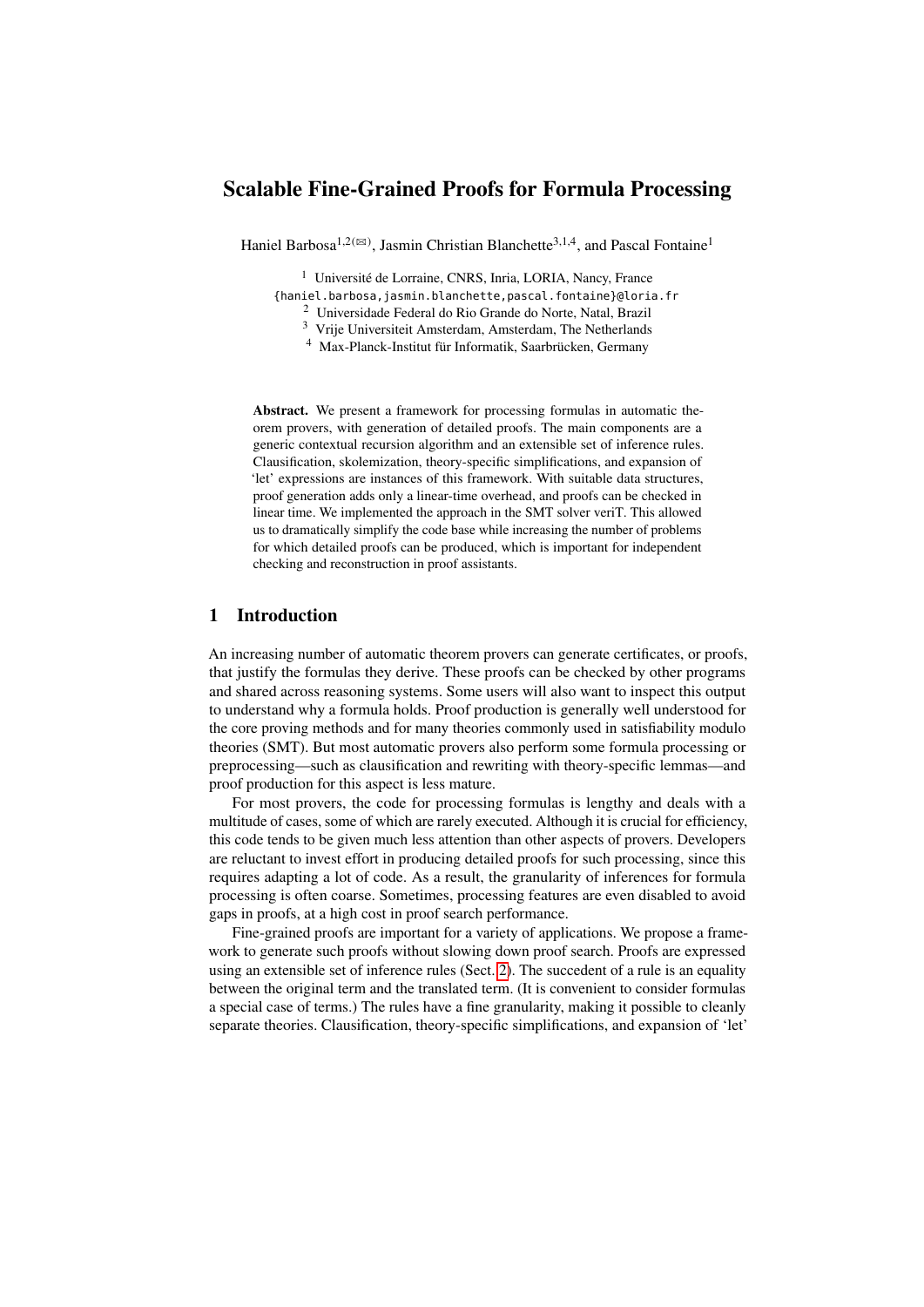# Scalable Fine-Grained Proofs for Formula Processing

Haniel Barbosa[1,2(✉)], Jasmin Christian Blanchette[3,1,4], and Pascal Fontaine[1]

[1] Université de Lorraine, CNRS, Inria, LORIA, Nancy, France
{haniel.barbosa,jasmin.blanchette,pascal.fontaine}@loria.fr
[2] Universidade Federal do Rio Grande do Norte, Natal, Brazil
[3] Vrije Universiteit Amsterdam, Amsterdam, The Netherlands
[4] Max-Planck-Institut für Informatik, Saarbrücken, Germany

**Abstract.** We present a framework for processing formulas in automatic theorem provers, with generation of detailed proofs. The main components are a generic contextual recursion algorithm and an extensible set of inference rules. Clausification, skolemization, theory-specific simplifications, and expansion of 'let' expressions are instances of this framework. With suitable data structures, proof generation adds only a linear-time overhead, and proofs can be checked in linear time. We implemented the approach in the SMT solver veriT. This allowed us to dramatically simplify the code base while increasing the number of problems for which detailed proofs can be produced, which is important for independent checking and reconstruction in proof assistants.

## 1 Introduction

An increasing number of automatic theorem provers can generate certificates, or proofs, that justify the formulas they derive. These proofs can be checked by other programs and shared across reasoning systems. Some users will also want to inspect this output to understand why a formula holds. Proof production is generally well understood for the core proving methods and for many theories commonly used in satisfiability modulo theories (SMT). But most automatic provers also perform some formula processing or preprocessing—such as clausification and rewriting with theory-specific lemmas—and proof production for this aspect is less mature.

For most provers, the code for processing formulas is lengthy and deals with a multitude of cases, some of which are rarely executed. Although it is crucial for efficiency, this code tends to be given much less attention than other aspects of provers. Developers are reluctant to invest effort in producing detailed proofs for such processing, since this requires adapting a lot of code. As a result, the granularity of inferences for formula processing is often coarse. Sometimes, processing features are even disabled to avoid gaps in proofs, at a high cost in proof search performance.

Fine-grained proofs are important for a variety of applications. We propose a framework to generate such proofs without slowing down proof search. Proofs are expressed using an extensible set of inference rules (Sect. 2). The succedent of a rule is an equality between the original term and the translated term. (It is convenient to consider formulas a special case of terms.) The rules have a fine granularity, making it possible to cleanly separate theories. Clausification, theory-specific simplifications, and expansion of 'let'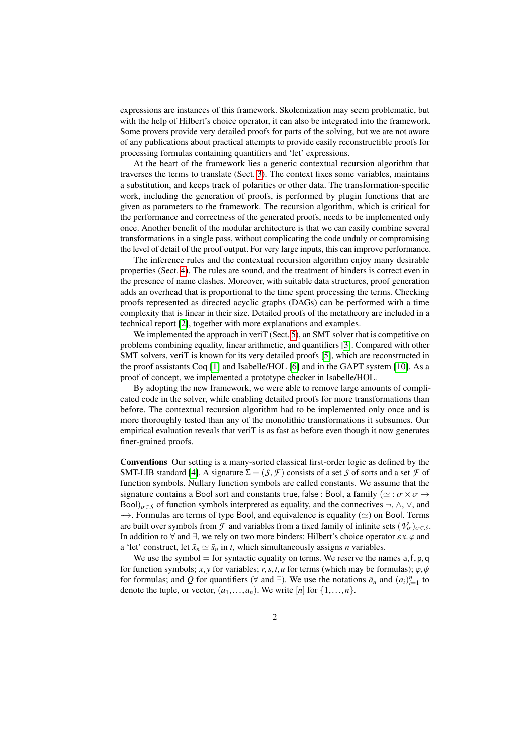expressions are instances of this framework. Skolemization may seem problematic, but with the help of Hilbert's choice operator, it can also be integrated into the framework. Some provers provide very detailed proofs for parts of the solving, but we are not aware of any publications about practical attempts to provide easily reconstructible proofs for processing formulas containing quantifiers and 'let' expressions.

At the heart of the framework lies a generic contextual recursion algorithm that traverses the terms to translate (Sect. 3). The context fixes some variables, maintains a substitution, and keeps track of polarities or other data. The transformation-specific work, including the generation of proofs, is performed by plugin functions that are given as parameters to the framework. The recursion algorithm, which is critical for the performance and correctness of the generated proofs, needs to be implemented only once. Another benefit of the modular architecture is that we can easily combine several transformations in a single pass, without complicating the code unduly or compromising the level of detail of the proof output. For very large inputs, this can improve performance.

The inference rules and the contextual recursion algorithm enjoy many desirable properties (Sect. 4). The rules are sound, and the treatment of binders is correct even in the presence of name clashes. Moreover, with suitable data structures, proof generation adds an overhead that is proportional to the time spent processing the terms. Checking proofs represented as directed acyclic graphs (DAGs) can be performed with a time complexity that is linear in their size. Detailed proofs of the metatheory are included in a technical report [2], together with more explanations and examples.

We implemented the approach in veriT (Sect. 5), an SMT solver that is competitive on problems combining equality, linear arithmetic, and quantifiers [3]. Compared with other SMT solvers, veriT is known for its very detailed proofs [5], which are reconstructed in the proof assistants Coq [1] and Isabelle/HOL [6] and in the GAPT system [10]. As a proof of concept, we implemented a prototype checker in Isabelle/HOL.

By adopting the new framework, we were able to remove large amounts of complicated code in the solver, while enabling detailed proofs for more transformations than before. The contextual recursion algorithm had to be implemented only once and is more thoroughly tested than any of the monolithic transformations it subsumes. Our empirical evaluation reveals that veriT is as fast as before even though it now generates finer-grained proofs.

**Conventions** Our setting is a many-sorted classical first-order logic as defined by the SMT-LIB standard [4]. A signature $\Sigma = (\mathcal{S}, \mathcal{F})$ consists of a set $\mathcal{S}$ of sorts and a set $\mathcal{F}$ of function symbols. Nullary function symbols are called constants. We assume that the signature contains a $\mathsf{Bool}$ sort and constants $\mathsf{true}, \mathsf{false} : \mathsf{Bool}$, a family $(\simeq : \sigma \times \sigma \to \mathsf{Bool})_{\sigma \in \mathcal{S}}$ of function symbols interpreted as equality, and the connectives $\neg$, $\wedge$, $\vee$, and $\longrightarrow$. Formulas are terms of type $\mathsf{Bool}$, and equivalence is equality ($\simeq$) on $\mathsf{Bool}$. Terms are built over symbols from $\mathcal{F}$ and variables from a fixed family of infinite sets $(\mathcal{V}_\sigma)_{\sigma \in \mathcal{S}}$. In addition to $\forall$ and $\exists$, we rely on two more binders: Hilbert's choice operator $\varepsilon x.\, \varphi$ and a 'let' construct, $\mathsf{let}\ \bar{x}_n \simeq \bar{s}_n\ \mathsf{in}\ t$, which simultaneously assigns $n$ variables.

We use the symbol $=$ for syntactic equality on terms. We reserve the names $\mathsf{a}, \mathsf{f}, \mathsf{p}, \mathsf{q}$ for function symbols; $x, y$ for variables; $r, s, t, u$ for terms (which may be formulas); $\varphi, \psi$ for formulas; and $Q$ for quantifiers ($\forall$ and $\exists$). We use the notations $\bar{a}_n$ and $(a_i)_{i=1}^n$ to denote the tuple, or vector, $(a_1, \ldots, a_n)$. We write $[n]$ for $\{1, \ldots, n\}$.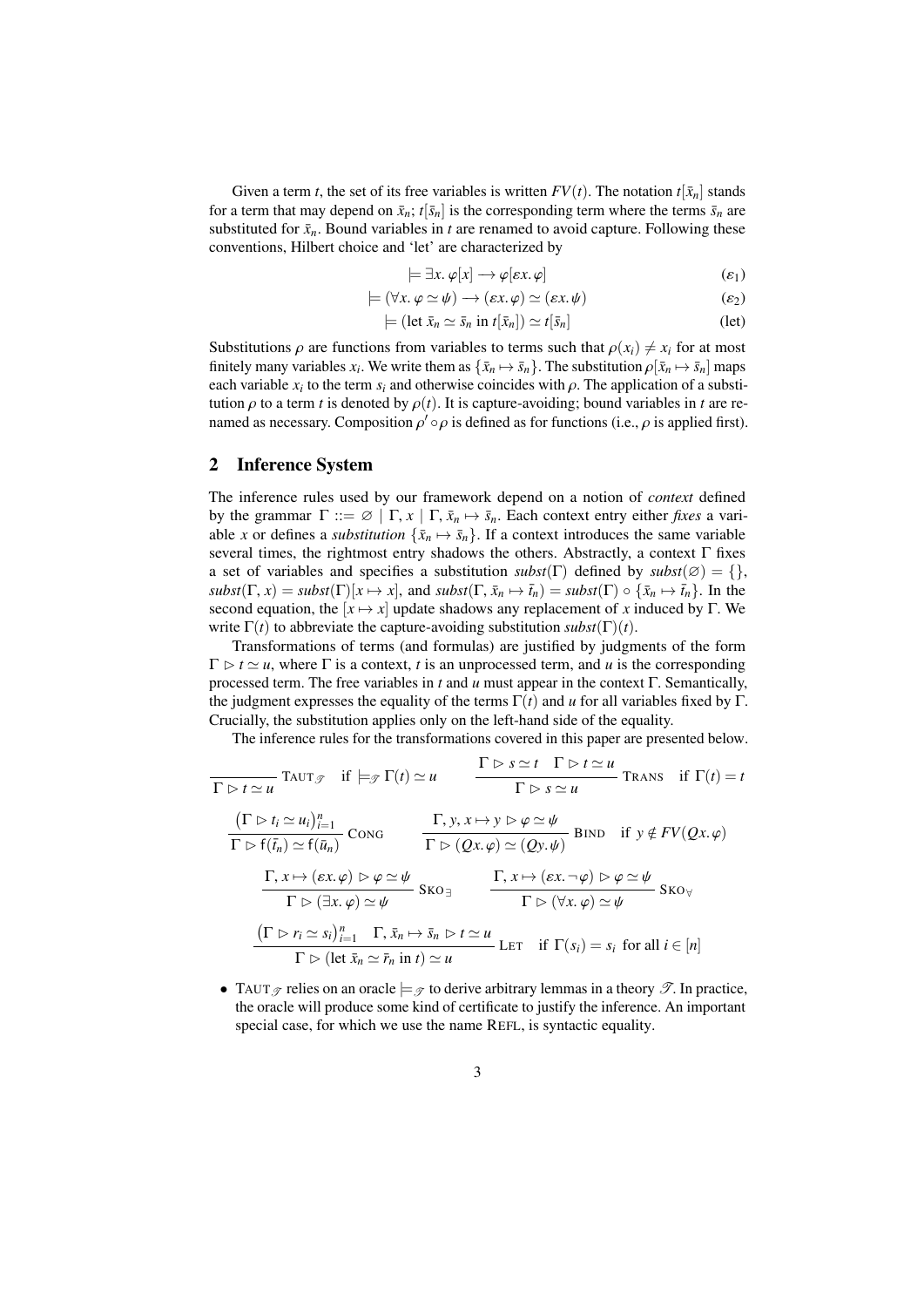Given a term $t$, the set of its free variables is written $FV(t)$. The notation $t[\bar{x}_n]$ stands for a term that may depend on $\bar{x}_n$; $t[\bar{s}_n]$ is the corresponding term where the terms $\bar{s}_n$ are substituted for $\bar{x}_n$. Bound variables in $t$ are renamed to avoid capture. Following these conventions, Hilbert choice and 'let' are characterized by

$$\models \exists x.\, \varphi[x] \longrightarrow \varphi[\varepsilon x.\, \varphi] \tag{$\varepsilon_1$}$$

$$\models (\forall x.\, \varphi \simeq \psi) \longrightarrow (\varepsilon x.\, \varphi) \simeq (\varepsilon x.\, \psi) \tag{$\varepsilon_2$}$$

$$\models (\text{let } \bar{x}_n \simeq \bar{s}_n \text{ in } t[\bar{x}_n]) \simeq t[\bar{s}_n] \tag{let}$$

Substitutions $\rho$ are functions from variables to terms such that $\rho(x_i) \neq x_i$ for at most finitely many variables $x_i$. We write them as $\{\bar{x}_n \mapsto \bar{s}_n\}$. The substitution $\rho[\bar{x}_n \mapsto \bar{s}_n]$ maps each variable $x_i$ to the term $s_i$ and otherwise coincides with $\rho$. The application of a substitution $\rho$ to a term $t$ is denoted by $\rho(t)$. It is capture-avoiding; bound variables in $t$ are renamed as necessary. Composition $\rho' \circ \rho$ is defined as for functions (i.e., $\rho$ is applied first).

## 2 Inference System

The inference rules used by our framework depend on a notion of *context* defined by the grammar $\Gamma ::= \varnothing \mid \Gamma, x \mid \Gamma, \bar{x}_n \mapsto \bar{s}_n$. Each context entry either *fixes* a variable $x$ or defines a *substitution* $\{\bar{x}_n \mapsto \bar{s}_n\}$. If a context introduces the same variable several times, the rightmost entry shadows the others. Abstractly, a context $\Gamma$ fixes a set of variables and specifies a substitution $\mathit{subst}(\Gamma)$ defined by $\mathit{subst}(\varnothing) = \{\}$, $\mathit{subst}(\Gamma, x) = \mathit{subst}(\Gamma)[x \mapsto x]$, and $\mathit{subst}(\Gamma, \bar{x}_n \mapsto \bar{t}_n) = \mathit{subst}(\Gamma) \circ \{\bar{x}_n \mapsto \bar{t}_n\}$. In the second equation, the $[x \mapsto x]$ update shadows any replacement of $x$ induced by $\Gamma$. We write $\Gamma(t)$ to abbreviate the capture-avoiding substitution $\mathit{subst}(\Gamma)(t)$.

Transformations of terms (and formulas) are justified by judgments of the form $\Gamma \rhd t \simeq u$, where $\Gamma$ is a context, $t$ is an unprocessed term, and $u$ is the corresponding processed term. The free variables in $t$ and $u$ must appear in the context $\Gamma$. Semantically, the judgment expresses the equality of the terms $\Gamma(t)$ and $u$ for all variables fixed by $\Gamma$. Crucially, the substitution applies only on the left-hand side of the equality.

The inference rules for the transformations covered in this paper are presented below.

$$\frac{}{\Gamma \rhd t \simeq u}\ \textsc{Taut}_{\mathscr{T}} \quad \text{if } \models_{\mathscr{T}} \Gamma(t) \simeq u \qquad\qquad \frac{\Gamma \rhd s \simeq t \quad \Gamma \rhd t \simeq u}{\Gamma \rhd s \simeq u}\ \textsc{Trans} \quad \text{if } \Gamma(t) = t$$

$$\frac{\left(\Gamma \rhd t_i \simeq u_i\right)_{i=1}^{n}}{\Gamma \rhd \mathsf{f}(\bar{t}_n) \simeq \mathsf{f}(\bar{u}_n)}\ \textsc{Cong} \qquad\qquad \frac{\Gamma, y, x \mapsto y \rhd \varphi \simeq \psi}{\Gamma \rhd (Qx.\, \varphi) \simeq (Qy.\, \psi)}\ \textsc{Bind} \quad \text{if } y \notin FV(Qx.\, \varphi)$$

$$\frac{\Gamma, x \mapsto (\varepsilon x.\, \varphi) \rhd \varphi \simeq \psi}{\Gamma \rhd (\exists x.\, \varphi) \simeq \psi}\ \textsc{Sko}_{\exists} \qquad\qquad \frac{\Gamma, x \mapsto (\varepsilon x.\, \neg \varphi) \rhd \varphi \simeq \psi}{\Gamma \rhd (\forall x.\, \varphi) \simeq \psi}\ \textsc{Sko}_{\forall}$$

$$\frac{\left(\Gamma \rhd r_i \simeq s_i\right)_{i=1}^{n} \quad \Gamma, \bar{x}_n \mapsto \bar{s}_n \rhd t \simeq u}{\Gamma \rhd (\text{let } \bar{x}_n \simeq \bar{r}_n \text{ in } t) \simeq u}\ \textsc{Let} \quad \text{if } \Gamma(s_i) = s_i \text{ for all } i \in [n]$$

- $\textsc{Taut}_{\mathscr{T}}$ relies on an oracle $\models_{\mathscr{T}}$ to derive arbitrary lemmas in a theory $\mathscr{T}$. In practice, the oracle will produce some kind of certificate to justify the inference. An important special case, for which we use the name Refl, is syntactic equality.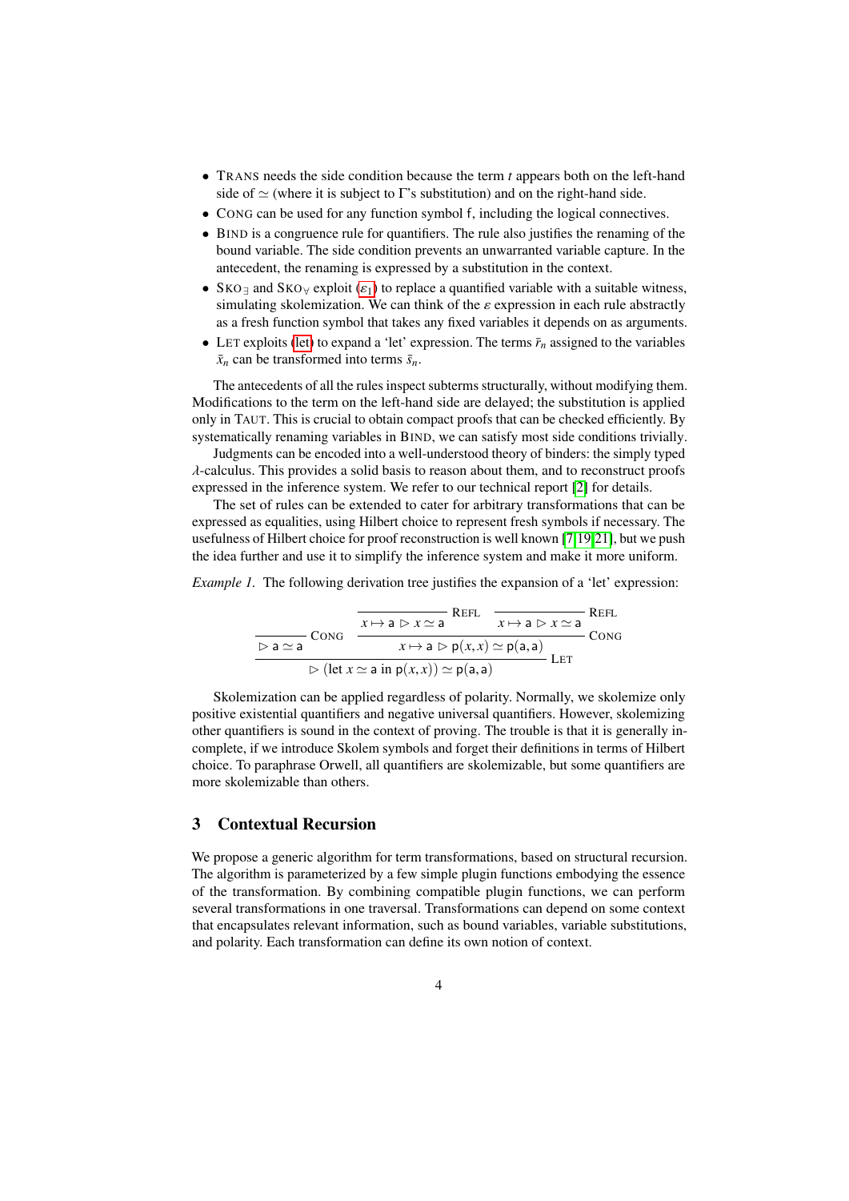- TRANS needs the side condition because the term $t$ appears both on the left-hand side of $\simeq$ (where it is subject to $\Gamma$'s substitution) and on the right-hand side.
- CONG can be used for any function symbol f, including the logical connectives.
- BIND is a congruence rule for quantifiers. The rule also justifies the renaming of the bound variable. The side condition prevents an unwarranted variable capture. In the antecedent, the renaming is expressed by a substitution in the context.
- $\text{SKO}_\exists$ and $\text{SKO}_\forall$ exploit ($\varepsilon_1$) to replace a quantified variable with a suitable witness, simulating skolemization. We can think of the $\varepsilon$ expression in each rule abstractly as a fresh function symbol that takes any fixed variables it depends on as arguments.
- LET exploits (let) to expand a 'let' expression. The terms $\bar{r}_n$ assigned to the variables $\bar{x}_n$ can be transformed into terms $\bar{s}_n$.

The antecedents of all the rules inspect subterms structurally, without modifying them. Modifications to the term on the left-hand side are delayed; the substitution is applied only in TAUT. This is crucial to obtain compact proofs that can be checked efficiently. By systematically renaming variables in BIND, we can satisfy most side conditions trivially.

Judgments can be encoded into a well-understood theory of binders: the simply typed $\lambda$-calculus. This provides a solid basis to reason about them, and to reconstruct proofs expressed in the inference system. We refer to our technical report [2] for details.

The set of rules can be extended to cater for arbitrary transformations that can be expressed as equalities, using Hilbert choice to represent fresh symbols if necessary. The usefulness of Hilbert choice for proof reconstruction is well known [7,19,21], but we push the idea further and use it to simplify the inference system and make it more uniform.

*Example 1.* The following derivation tree justifies the expansion of a 'let' expression:

$$\dfrac{\dfrac{}{\rhd\ \mathsf{a} \simeq \mathsf{a}}\ \text{CONG} \qquad \dfrac{\dfrac{}{x \mapsto \mathsf{a} \rhd x \simeq \mathsf{a}}\ \text{REFL} \qquad \dfrac{}{x \mapsto \mathsf{a} \rhd x \simeq \mathsf{a}}\ \text{REFL}}{x \mapsto \mathsf{a} \rhd \mathsf{p}(x,x) \simeq \mathsf{p}(\mathsf{a},\mathsf{a})}\ \text{CONG}}{\rhd\ (\text{let } x \simeq \mathsf{a} \text{ in } \mathsf{p}(x,x)) \simeq \mathsf{p}(\mathsf{a},\mathsf{a})}\ \text{LET}$$

Skolemization can be applied regardless of polarity. Normally, we skolemize only positive existential quantifiers and negative universal quantifiers. However, skolemizing other quantifiers is sound in the context of proving. The trouble is that it is generally incomplete, if we introduce Skolem symbols and forget their definitions in terms of Hilbert choice. To paraphrase Orwell, all quantifiers are skolemizable, but some quantifiers are more skolemizable than others.

## 3 Contextual Recursion

We propose a generic algorithm for term transformations, based on structural recursion. The algorithm is parameterized by a few simple plugin functions embodying the essence of the transformation. By combining compatible plugin functions, we can perform several transformations in one traversal. Transformations can depend on some context that encapsulates relevant information, such as bound variables, variable substitutions, and polarity. Each transformation can define its own notion of context.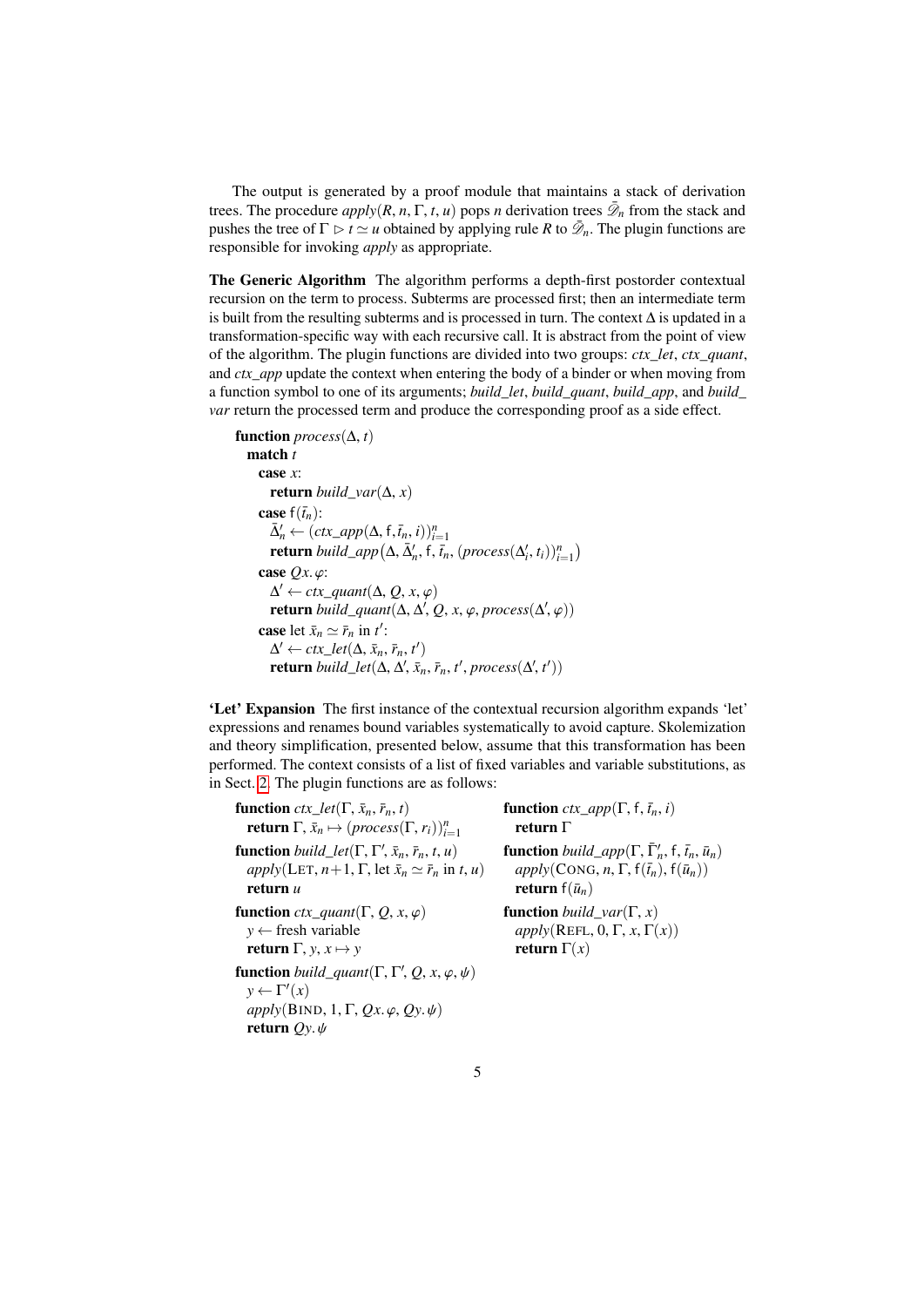The output is generated by a proof module that maintains a stack of derivation trees. The procedure *apply*($R$, $n$, $\Gamma$, $t$, $u$) pops $n$ derivation trees $\bar{\mathcal{D}}_n$ from the stack and pushes the tree of $\Gamma \triangleright t \simeq u$ obtained by applying rule $R$ to $\bar{\mathcal{D}}_n$. The plugin functions are responsible for invoking *apply* as appropriate.

**The Generic Algorithm** The algorithm performs a depth-first postorder contextual recursion on the term to process. Subterms are processed first; then an intermediate term is built from the resulting subterms and is processed in turn. The context $\Delta$ is updated in a transformation-specific way with each recursive call. It is abstract from the point of view of the algorithm. The plugin functions are divided into two groups: *ctx_let*, *ctx_quant*, and *ctx_app* update the context when entering the body of a binder or when moving from a function symbol to one of its arguments; *build_let*, *build_quant*, *build_app*, and *build_var* return the processed term and produce the corresponding proof as a side effect.

```
function process(Δ, t)
  match t
    case x:
      return build_var(Δ, x)
    case f(t̄_n):
      Δ̄'_n ← (ctx_app(Δ, f, t̄_n, i))_{i=1}^n
      return build_app(Δ, Δ̄'_n, f, t̄_n, (process(Δ'_i, t_i))_{i=1}^n)
    case Qx. φ:
      Δ' ← ctx_quant(Δ, Q, x, φ)
      return build_quant(Δ, Δ', Q, x, φ, process(Δ', φ))
    case let x̄_n ≃ r̄_n in t':
      Δ' ← ctx_let(Δ, x̄_n, r̄_n, t')
      return build_let(Δ, Δ', x̄_n, r̄_n, t', process(Δ', t'))
```

**'Let' Expansion** The first instance of the contextual recursion algorithm expands 'let' expressions and renames bound variables systematically to avoid capture. Skolemization and theory simplification, presented below, assume that this transformation has been performed. The context consists of a list of fixed variables and variable substitutions, as in Sect. 2. The plugin functions are as follows:

```
function ctx_let(Γ, x̄_n, r̄_n, t)
  return Γ, x̄_n ↦ (process(Γ, r_i))_{i=1}^n

function build_let(Γ, Γ', x̄_n, r̄_n, t, u)
  apply(LET, n+1, Γ, let x̄_n ≃ r̄_n in t, u)
  return u

function ctx_quant(Γ, Q, x, φ)
  y ← fresh variable
  return Γ, y, x ↦ y

function build_quant(Γ, Γ', Q, x, φ, ψ)
  y ← Γ'(x)
  apply(BIND, 1, Γ, Qx. φ, Qy. ψ)
  return Qy. ψ

function ctx_app(Γ, f, t̄_n, i)
  return Γ

function build_app(Γ, Γ̄'_n, f, t̄_n, ū_n)
  apply(CONG, n, Γ, f(t̄_n), f(ū_n))
  return f(ū_n)

function build_var(Γ, x)
  apply(REFL, 0, Γ, x, Γ(x))
  return Γ(x)
```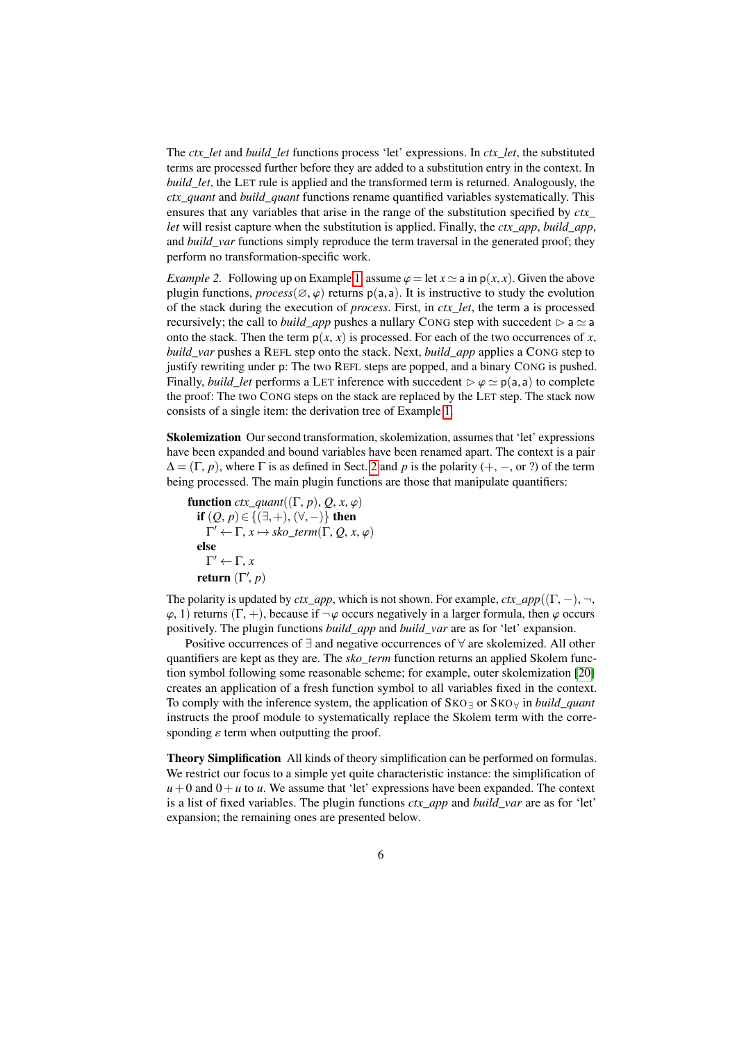The *ctx_let* and *build_let* functions process ‘let’ expressions. In *ctx_let*, the substituted terms are processed further before they are added to a substitution entry in the context. In *build_let*, the LET rule is applied and the transformed term is returned. Analogously, the *ctx_quant* and *build_quant* functions rename quantified variables systematically. This ensures that any variables that arise in the range of the substitution specified by *ctx_let* will resist capture when the substitution is applied. Finally, the *ctx_app*, *build_app*, and *build_var* functions simply reproduce the term traversal in the generated proof; they perform no transformation-specific work.

*Example 2.* Following up on Example 1, assume $\varphi = \text{let } x \simeq \mathsf{a} \text{ in } \mathsf{p}(x, x)$. Given the above plugin functions, $\mathit{process}(\varnothing, \varphi)$ returns $\mathsf{p}(\mathsf{a}, \mathsf{a})$. It is instructive to study the evolution of the stack during the execution of *process*. First, in *ctx_let*, the term $\mathsf{a}$ is processed recursively; the call to *build_app* pushes a nullary CONG step with succedent $\rhd\ \mathsf{a} \simeq \mathsf{a}$ onto the stack. Then the term $\mathsf{p}(x, x)$ is processed. For each of the two occurrences of $x$, *build_var* pushes a REFL step onto the stack. Next, *build_app* applies a CONG step to justify rewriting under $\mathsf{p}$: The two REFL steps are popped, and a binary CONG is pushed. Finally, *build_let* performs a LET inference with succedent $\rhd\ \varphi \simeq \mathsf{p}(\mathsf{a}, \mathsf{a})$ to complete the proof: The two CONG steps on the stack are replaced by the LET step. The stack now consists of a single item: the derivation tree of Example 1.

**Skolemization** Our second transformation, skolemization, assumes that ‘let’ expressions have been expanded and bound variables have been renamed apart. The context is a pair $\Delta = (\Gamma, p)$, where $\Gamma$ is as defined in Sect. 2 and $p$ is the polarity ($+$, $-$, or ?) of the term being processed. The main plugin functions are those that manipulate quantifiers:

> **function** $\mathit{ctx\_quant}((\Gamma, p), Q, x, \varphi)$
>   **if** $(Q, p) \in \{(\exists, +), (\forall, -)\}$ **then**
>     $\Gamma' \leftarrow \Gamma, x \mapsto \mathit{sko\_term}(\Gamma, Q, x, \varphi)$
>   **else**
>     $\Gamma' \leftarrow \Gamma, x$
>   **return** $(\Gamma', p)$

The polarity is updated by *ctx_app*, which is not shown. For example, $\mathit{ctx\_app}((\Gamma, -), \neg, \varphi, 1)$ returns $(\Gamma, +)$, because if $\neg\varphi$ occurs negatively in a larger formula, then $\varphi$ occurs positively. The plugin functions *build_app* and *build_var* are as for ‘let’ expansion.

Positive occurrences of $\exists$ and negative occurrences of $\forall$ are skolemized. All other quantifiers are kept as they are. The *sko_term* function returns an applied Skolem function symbol following some reasonable scheme; for example, outer skolemization [20] creates an application of a fresh function symbol to all variables fixed in the context. To comply with the inference system, the application of $\text{SKO}_\exists$ or $\text{SKO}_\forall$ in *build_quant* instructs the proof module to systematically replace the Skolem term with the corresponding $\varepsilon$ term when outputting the proof.

**Theory Simplification** All kinds of theory simplification can be performed on formulas. We restrict our focus to a simple yet quite characteristic instance: the simplification of $u + 0$ and $0 + u$ to $u$. We assume that ‘let’ expressions have been expanded. The context is a list of fixed variables. The plugin functions *ctx_app* and *build_var* are as for ‘let’ expansion; the remaining ones are presented below.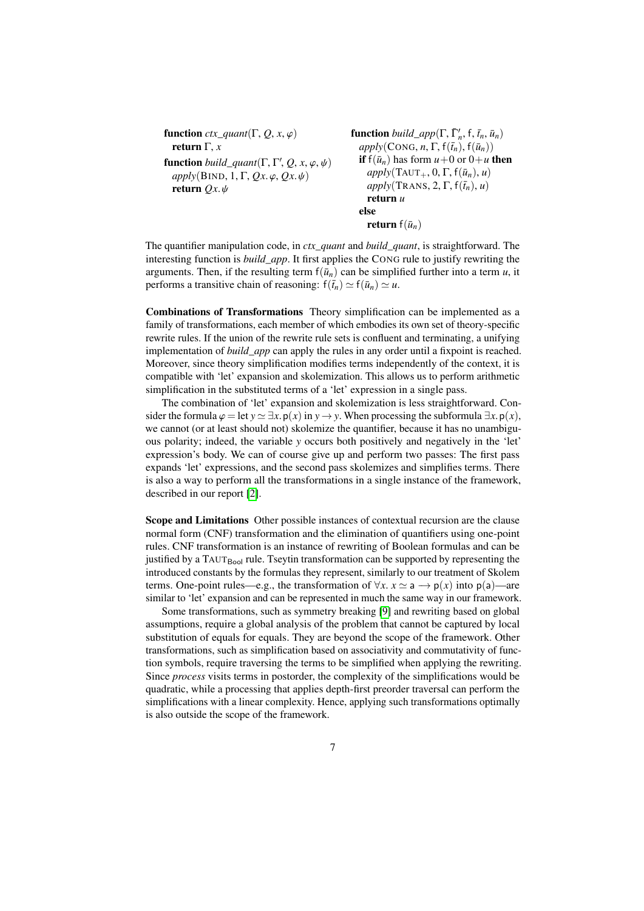```
function ctx_quant(Γ, Q, x, φ)
  return Γ, x

function build_quant(Γ, Γ′, Q, x, φ, ψ)
  apply(BIND, 1, Γ, Qx. φ, Qx. ψ)
  return Qx. ψ
```

```
function build_app(Γ, Γ̄′_n, f, t̄_n, ū_n)
  apply(CONG, n, Γ, f(t̄_n), f(ū_n))
  if f(ū_n) has form u+0 or 0+u then
    apply(TAUT_+, 0, Γ, f(ū_n), u)
    apply(TRANS, 2, Γ, f(t̄_n), u)
    return u
  else
    return f(ū_n)
```

The quantifier manipulation code, in *ctx_quant* and *build_quant*, is straightforward. The interesting function is *build_app*. It first applies the CONG rule to justify rewriting the arguments. Then, if the resulting term $\mathsf{f}(\bar{u}_n)$ can be simplified further into a term $u$, it performs a transitive chain of reasoning: $\mathsf{f}(\bar{t}_n) \simeq \mathsf{f}(\bar{u}_n) \simeq u$.

**Combinations of Transformations** Theory simplification can be implemented as a family of transformations, each member of which embodies its own set of theory-specific rewrite rules. If the union of the rewrite rule sets is confluent and terminating, a unifying implementation of *build_app* can apply the rules in any order until a fixpoint is reached. Moreover, since theory simplification modifies terms independently of the context, it is compatible with 'let' expansion and skolemization. This allows us to perform arithmetic simplification in the substituted terms of a 'let' expression in a single pass.

The combination of 'let' expansion and skolemization is less straightforward. Consider the formula $\varphi = \text{let } y \simeq \exists x.\, \mathsf{p}(x) \text{ in } y \rightarrow y$. When processing the subformula $\exists x.\, \mathsf{p}(x)$, we cannot (or at least should not) skolemize the quantifier, because it has no unambiguous polarity; indeed, the variable $y$ occurs both positively and negatively in the 'let' expression's body. We can of course give up and perform two passes: The first pass expands 'let' expressions, and the second pass skolemizes and simplifies terms. There is also a way to perform all the transformations in a single instance of the framework, described in our report [2].

**Scope and Limitations** Other possible instances of contextual recursion are the clause normal form (CNF) transformation and the elimination of quantifiers using one-point rules. CNF transformation is an instance of rewriting of Boolean formulas and can be justified by a $\text{TAUT}_{\mathsf{Bool}}$ rule. Tseytin transformation can be supported by representing the introduced constants by the formulas they represent, similarly to our treatment of Skolem terms. One-point rules—e.g., the transformation of $\forall x.\, x \simeq \mathsf{a} \longrightarrow \mathsf{p}(x)$ into $\mathsf{p}(\mathsf{a})$—are similar to 'let' expansion and can be represented in much the same way in our framework.

Some transformations, such as symmetry breaking [9] and rewriting based on global assumptions, require a global analysis of the problem that cannot be captured by local substitution of equals for equals. They are beyond the scope of the framework. Other transformations, such as simplification based on associativity and commutativity of function symbols, require traversing the terms to be simplified when applying the rewriting. Since *process* visits terms in postorder, the complexity of the simplifications would be quadratic, while a processing that applies depth-first preorder traversal can perform the simplifications with a linear complexity. Hence, applying such transformations optimally is also outside the scope of the framework.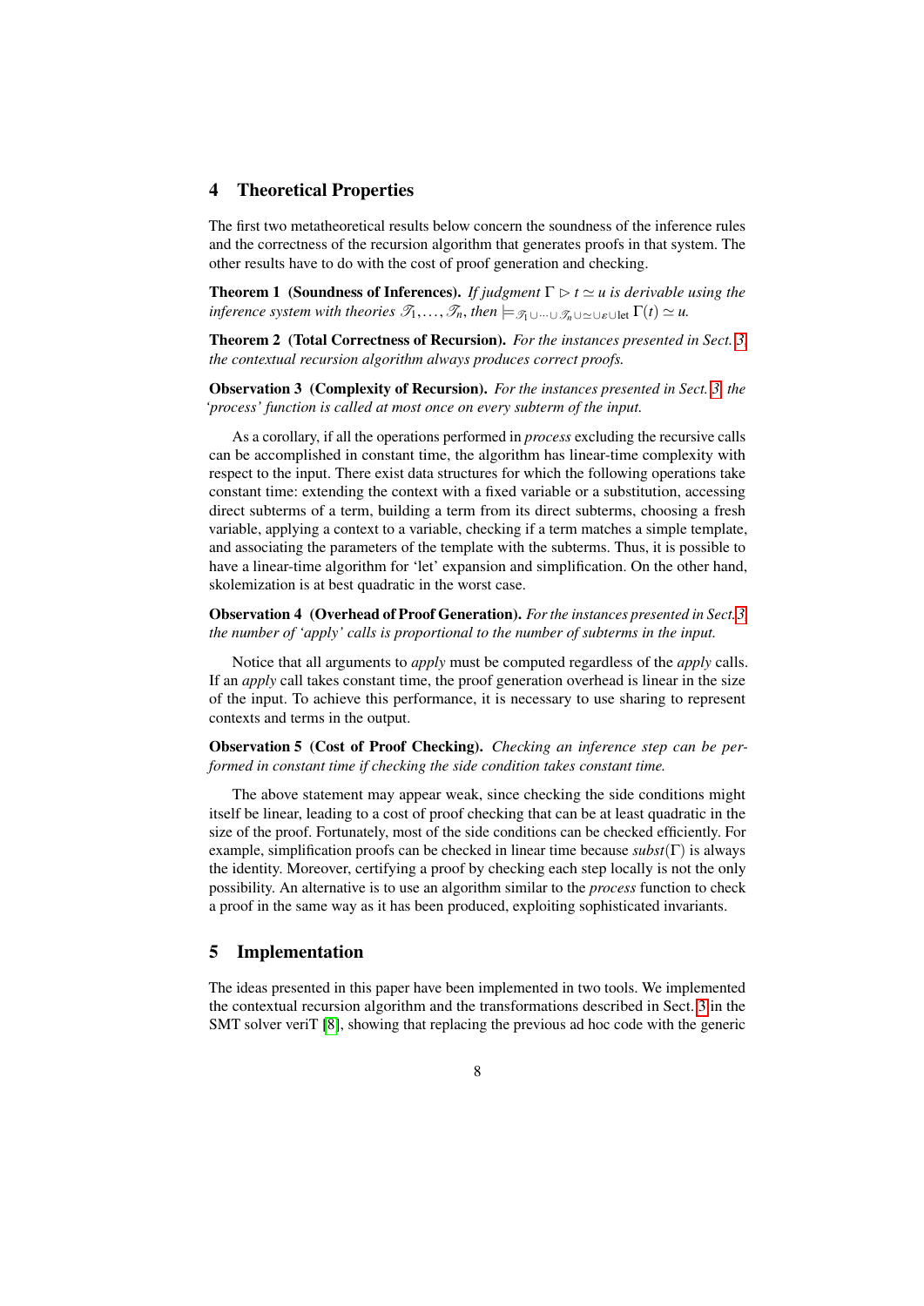## 4 Theoretical Properties

The first two metatheoretical results below concern the soundness of the inference rules and the correctness of the recursion algorithm that generates proofs in that system. The other results have to do with the cost of proof generation and checking.

**Theorem 1 (Soundness of Inferences).** *If judgment* $\Gamma \rhd t \simeq u$ *is derivable using the inference system with theories* $\mathscr{T}_1, \ldots, \mathscr{T}_n$*, then* $\models_{\mathscr{T}_1 \cup \cdots \cup \mathscr{T}_n \cup \simeq \cup \varepsilon \cup \text{let}} \Gamma(t) \simeq u$*.*

**Theorem 2 (Total Correctness of Recursion).** *For the instances presented in Sect. 3, the contextual recursion algorithm always produces correct proofs.*

**Observation 3 (Complexity of Recursion).** *For the instances presented in Sect. 3, the 'process' function is called at most once on every subterm of the input.*

As a corollary, if all the operations performed in *process* excluding the recursive calls can be accomplished in constant time, the algorithm has linear-time complexity with respect to the input. There exist data structures for which the following operations take constant time: extending the context with a fixed variable or a substitution, accessing direct subterms of a term, building a term from its direct subterms, choosing a fresh variable, applying a context to a variable, checking if a term matches a simple template, and associating the parameters of the template with the subterms. Thus, it is possible to have a linear-time algorithm for 'let' expansion and simplification. On the other hand, skolemization is at best quadratic in the worst case.

**Observation 4 (Overhead of Proof Generation).** *For the instances presented in Sect. 3, the number of 'apply' calls is proportional to the number of subterms in the input.*

Notice that all arguments to *apply* must be computed regardless of the *apply* calls. If an *apply* call takes constant time, the proof generation overhead is linear in the size of the input. To achieve this performance, it is necessary to use sharing to represent contexts and terms in the output.

**Observation 5 (Cost of Proof Checking).** *Checking an inference step can be performed in constant time if checking the side condition takes constant time.*

The above statement may appear weak, since checking the side conditions might itself be linear, leading to a cost of proof checking that can be at least quadratic in the size of the proof. Fortunately, most of the side conditions can be checked efficiently. For example, simplification proofs can be checked in linear time because *subst*$(\Gamma)$ is always the identity. Moreover, certifying a proof by checking each step locally is not the only possibility. An alternative is to use an algorithm similar to the *process* function to check a proof in the same way as it has been produced, exploiting sophisticated invariants.

## 5 Implementation

The ideas presented in this paper have been implemented in two tools. We implemented the contextual recursion algorithm and the transformations described in Sect. 3 in the SMT solver veriT [8], showing that replacing the previous ad hoc code with the generic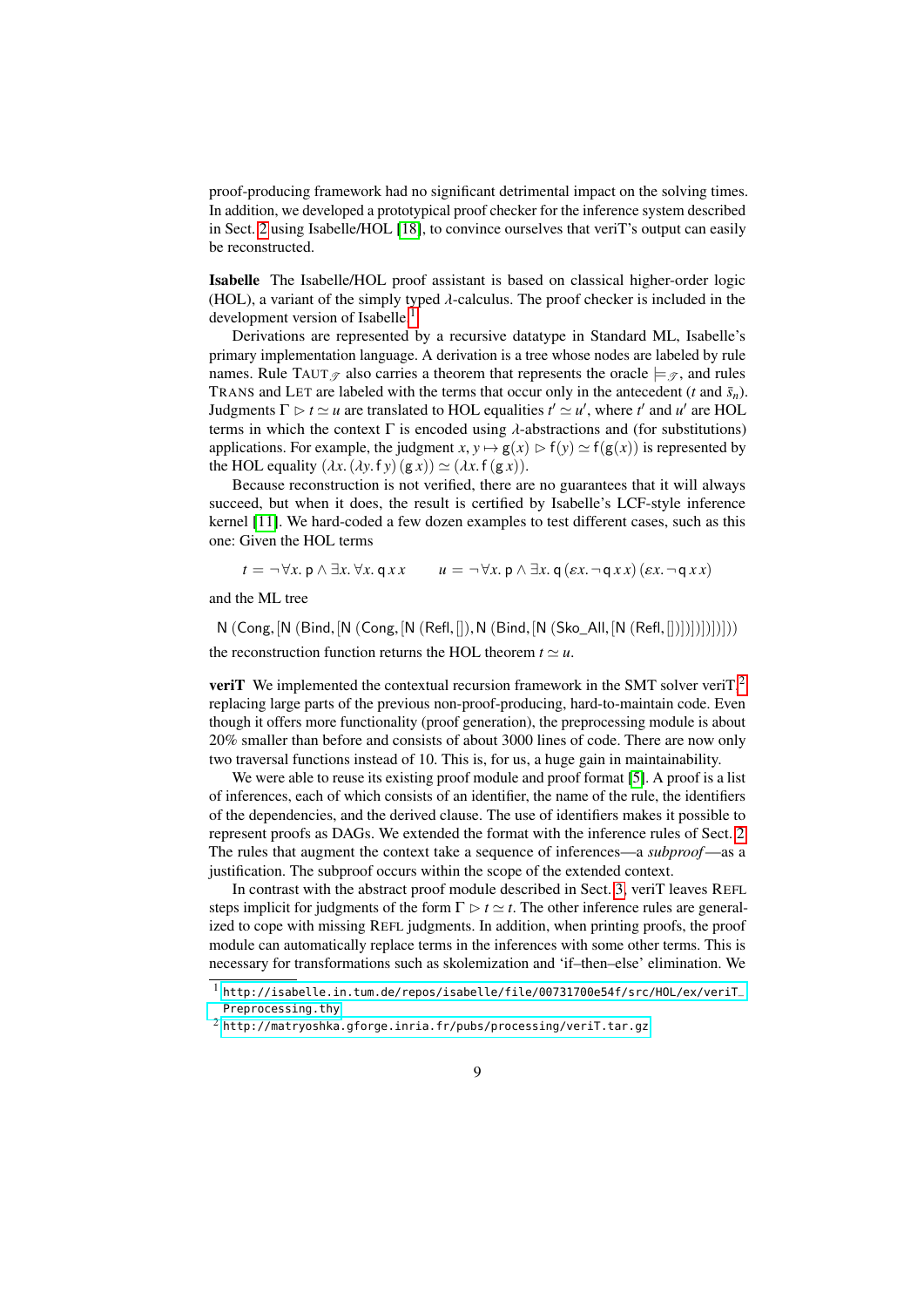proof-producing framework had no significant detrimental impact on the solving times. In addition, we developed a prototypical proof checker for the inference system described in Sect. 2 using Isabelle/HOL [18], to convince ourselves that veriT's output can easily be reconstructed.

**Isabelle** The Isabelle/HOL proof assistant is based on classical higher-order logic (HOL), a variant of the simply typed $\lambda$-calculus. The proof checker is included in the development version of Isabelle.[1]

Derivations are represented by a recursive datatype in Standard ML, Isabelle's primary implementation language. A derivation is a tree whose nodes are labeled by rule names. Rule $\text{TAUT}_{\mathcal{T}}$ also carries a theorem that represents the oracle $\models_{\mathcal{T}}$, and rules TRANS and LET are labeled with the terms that occur only in the antecedent ($t$ and $\bar{s}_n$). Judgments $\Gamma \rhd t \simeq u$ are translated to HOL equalities $t' \simeq u'$, where $t'$ and $u'$ are HOL terms in which the context $\Gamma$ is encoded using $\lambda$-abstractions and (for substitutions) applications. For example, the judgment $x, y \mapsto \mathsf{g}(x) \rhd \mathsf{f}(y) \simeq \mathsf{f}(\mathsf{g}(x))$ is represented by the HOL equality $(\lambda x. (\lambda y. \mathsf{f}\, y)\, (\mathsf{g}\, x)) \simeq (\lambda x. \mathsf{f}\, (\mathsf{g}\, x))$.

Because reconstruction is not verified, there are no guarantees that it will always succeed, but when it does, the result is certified by Isabelle's LCF-style inference kernel [11]. We hard-coded a few dozen examples to test different cases, such as this one: Given the HOL terms

$$t = \neg\forall x.\, \mathsf{p} \land \exists x.\, \forall x.\, \mathsf{q}\, x\, x \qquad u = \neg\forall x.\, \mathsf{p} \land \exists x.\, \mathsf{q}\, (\varepsilon x.\, \neg\, \mathsf{q}\, x\, x)\, (\varepsilon x.\, \neg\, \mathsf{q}\, x\, x)$$

and the ML tree

$$\mathsf{N}\, (\mathsf{Cong}, [\mathsf{N}\, (\mathsf{Bind}, [\mathsf{N}\, (\mathsf{Cong}, [\mathsf{N}\, (\mathsf{Refl}, []), \mathsf{N}\, (\mathsf{Bind}, [\mathsf{N}\, (\mathsf{Sko\_All}, [\mathsf{N}\, (\mathsf{Refl}, [])])])])])])$$

the reconstruction function returns the HOL theorem $t \simeq u$.

**veriT** We implemented the contextual recursion framework in the SMT solver veriT,[2] replacing large parts of the previous non-proof-producing, hard-to-maintain code. Even though it offers more functionality (proof generation), the preprocessing module is about 20% smaller than before and consists of about 3000 lines of code. There are now only two traversal functions instead of 10. This is, for us, a huge gain in maintainability.

We were able to reuse its existing proof module and proof format [5]. A proof is a list of inferences, each of which consists of an identifier, the name of the rule, the identifiers of the dependencies, and the derived clause. The use of identifiers makes it possible to represent proofs as DAGs. We extended the format with the inference rules of Sect. 2. The rules that augment the context take a sequence of inferences—a *subproof*—as a justification. The subproof occurs within the scope of the extended context.

In contrast with the abstract proof module described in Sect. 3, veriT leaves REFL steps implicit for judgments of the form $\Gamma \rhd t \simeq t$. The other inference rules are generalized to cope with missing REFL judgments. In addition, when printing proofs, the proof module can automatically replace terms in the inferences with some other terms. This is necessary for transformations such as skolemization and 'if–then–else' elimination. We

[1] http://isabelle.in.tum.de/repos/isabelle/file/00731700e54f/src/HOL/ex/veriT_Preprocessing.thy

[2] http://matryoshka.gforge.inria.fr/pubs/processing/veriT.tar.gz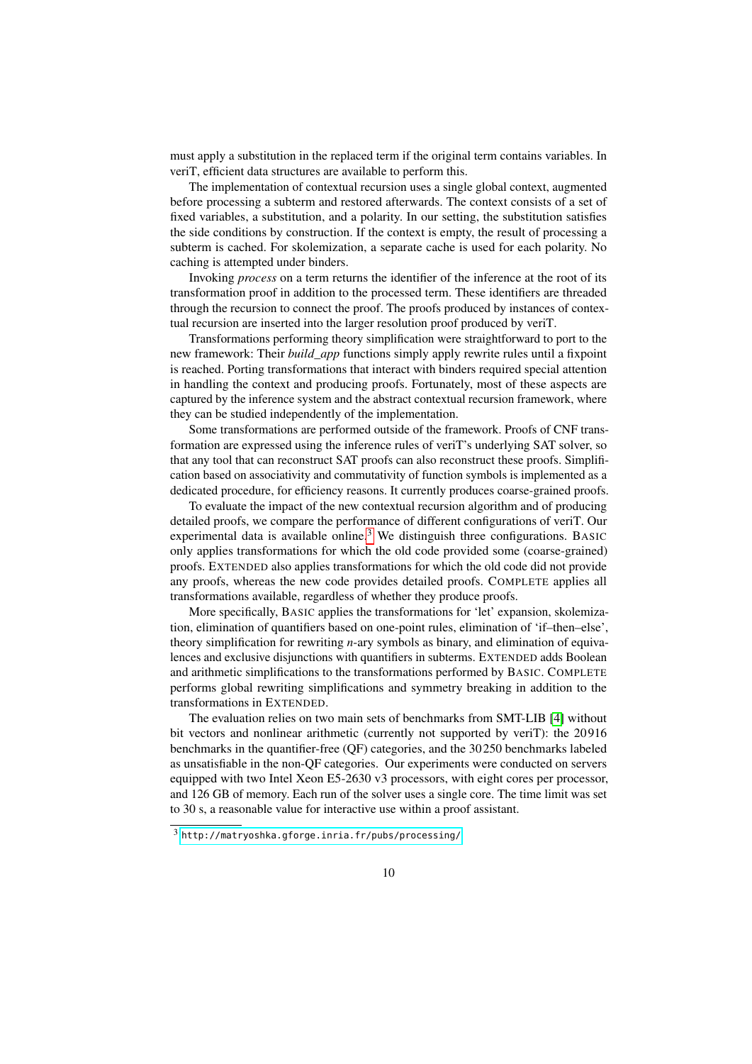must apply a substitution in the replaced term if the original term contains variables. In veriT, efficient data structures are available to perform this.

The implementation of contextual recursion uses a single global context, augmented before processing a subterm and restored afterwards. The context consists of a set of fixed variables, a substitution, and a polarity. In our setting, the substitution satisfies the side conditions by construction. If the context is empty, the result of processing a subterm is cached. For skolemization, a separate cache is used for each polarity. No caching is attempted under binders.

Invoking *process* on a term returns the identifier of the inference at the root of its transformation proof in addition to the processed term. These identifiers are threaded through the recursion to connect the proof. The proofs produced by instances of contextual recursion are inserted into the larger resolution proof produced by veriT.

Transformations performing theory simplification were straightforward to port to the new framework: Their *build_app* functions simply apply rewrite rules until a fixpoint is reached. Porting transformations that interact with binders required special attention in handling the context and producing proofs. Fortunately, most of these aspects are captured by the inference system and the abstract contextual recursion framework, where they can be studied independently of the implementation.

Some transformations are performed outside of the framework. Proofs of CNF transformation are expressed using the inference rules of veriT's underlying SAT solver, so that any tool that can reconstruct SAT proofs can also reconstruct these proofs. Simplification based on associativity and commutativity of function symbols is implemented as a dedicated procedure, for efficiency reasons. It currently produces coarse-grained proofs.

To evaluate the impact of the new contextual recursion algorithm and of producing detailed proofs, we compare the performance of different configurations of veriT. Our experimental data is available online.[3] We distinguish three configurations. BASIC only applies transformations for which the old code provided some (coarse-grained) proofs. EXTENDED also applies transformations for which the old code did not provide any proofs, whereas the new code provides detailed proofs. COMPLETE applies all transformations available, regardless of whether they produce proofs.

More specifically, BASIC applies the transformations for 'let' expansion, skolemization, elimination of quantifiers based on one-point rules, elimination of 'if–then–else', theory simplification for rewriting $n$-ary symbols as binary, and elimination of equivalences and exclusive disjunctions with quantifiers in subterms. EXTENDED adds Boolean and arithmetic simplifications to the transformations performed by BASIC. COMPLETE performs global rewriting simplifications and symmetry breaking in addition to the transformations in EXTENDED.

The evaluation relies on two main sets of benchmarks from SMT-LIB [4] without bit vectors and nonlinear arithmetic (currently not supported by veriT): the 20916 benchmarks in the quantifier-free (QF) categories, and the 30250 benchmarks labeled as unsatisfiable in the non-QF categories. Our experiments were conducted on servers equipped with two Intel Xeon E5-2630 v3 processors, with eight cores per processor, and 126 GB of memory. Each run of the solver uses a single core. The time limit was set to 30 s, a reasonable value for interactive use within a proof assistant.

[3] http://matryoshka.gforge.inria.fr/pubs/processing/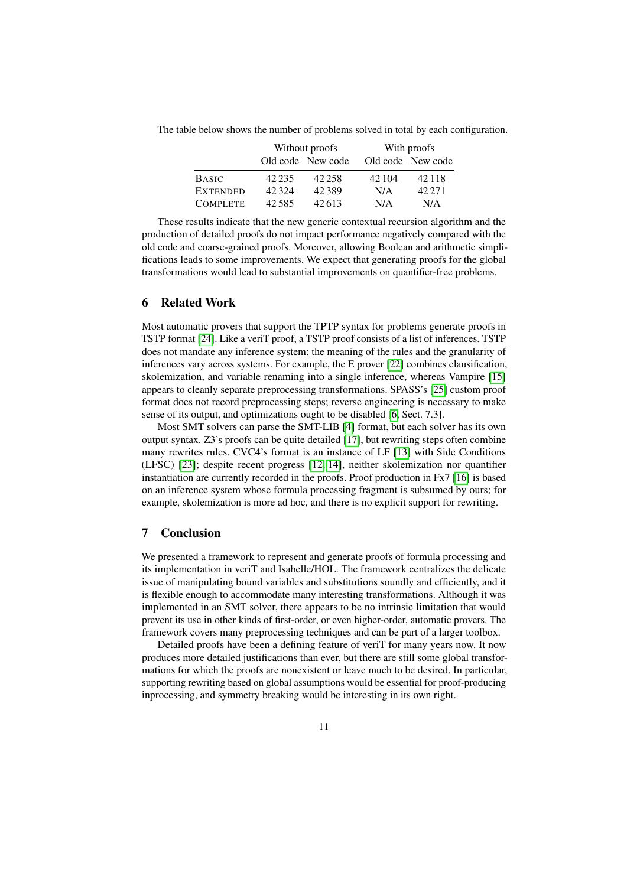The table below shows the number of problems solved in total by each configuration.

| | Without proofs | | With proofs | |
|---|---|---|---|---|
| | Old code | New code | Old code | New code |
| BASIC | 42 235 | 42 258 | 42 104 | 42 118 |
| EXTENDED | 42 324 | 42 389 | N/A | 42 271 |
| COMPLETE | 42 585 | 42 613 | N/A | N/A |

These results indicate that the new generic contextual recursion algorithm and the production of detailed proofs do not impact performance negatively compared with the old code and coarse-grained proofs. Moreover, allowing Boolean and arithmetic simplifications leads to some improvements. We expect that generating proofs for the global transformations would lead to substantial improvements on quantifier-free problems.

## 6 Related Work

Most automatic provers that support the TPTP syntax for problems generate proofs in TSTP format [24]. Like a veriT proof, a TSTP proof consists of a list of inferences. TSTP does not mandate any inference system; the meaning of the rules and the granularity of inferences vary across systems. For example, the E prover [22] combines clausification, skolemization, and variable renaming into a single inference, whereas Vampire [15] appears to cleanly separate preprocessing transformations. SPASS's [25] custom proof format does not record preprocessing steps; reverse engineering is necessary to make sense of its output, and optimizations ought to be disabled [6, Sect. 7.3].

Most SMT solvers can parse the SMT-LIB [4] format, but each solver has its own output syntax. Z3's proofs can be quite detailed [17], but rewriting steps often combine many rewrites rules. CVC4's format is an instance of LF [13] with Side Conditions (LFSC) [23]; despite recent progress [12, 14], neither skolemization nor quantifier instantiation are currently recorded in the proofs. Proof production in Fx7 [16] is based on an inference system whose formula processing fragment is subsumed by ours; for example, skolemization is more ad hoc, and there is no explicit support for rewriting.

## 7 Conclusion

We presented a framework to represent and generate proofs of formula processing and its implementation in veriT and Isabelle/HOL. The framework centralizes the delicate issue of manipulating bound variables and substitutions soundly and efficiently, and it is flexible enough to accommodate many interesting transformations. Although it was implemented in an SMT solver, there appears to be no intrinsic limitation that would prevent its use in other kinds of first-order, or even higher-order, automatic provers. The framework covers many preprocessing techniques and can be part of a larger toolbox.

Detailed proofs have been a defining feature of veriT for many years now. It now produces more detailed justifications than ever, but there are still some global transformations for which the proofs are nonexistent or leave much to be desired. In particular, supporting rewriting based on global assumptions would be essential for proof-producing inprocessing, and symmetry breaking would be interesting in its own right.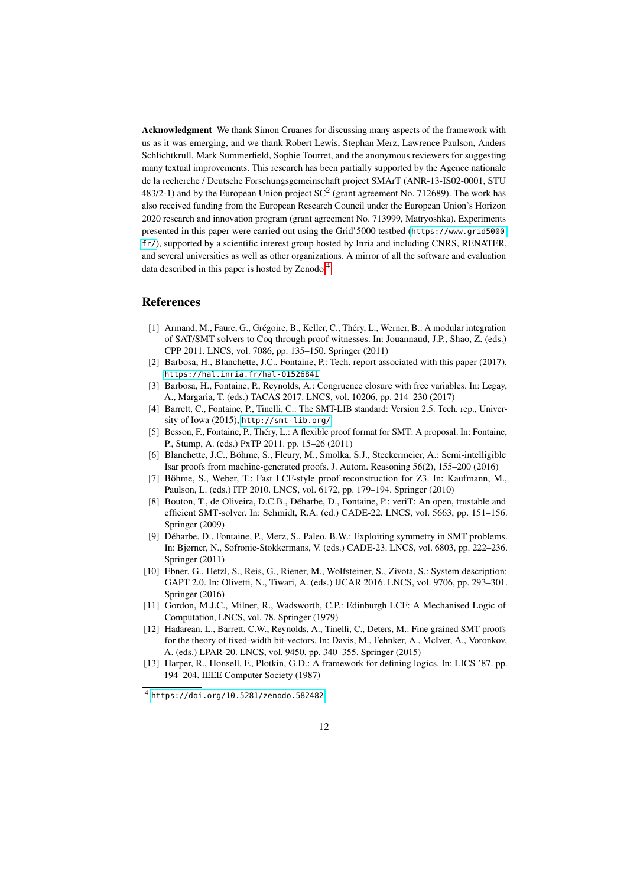**Acknowledgment** We thank Simon Cruanes for discussing many aspects of the framework with us as it was emerging, and we thank Robert Lewis, Stephan Merz, Lawrence Paulson, Anders Schlichtkrull, Mark Summerfield, Sophie Tourret, and the anonymous reviewers for suggesting many textual improvements. This research has been partially supported by the Agence nationale de la recherche / Deutsche Forschungsgemeinschaft project SMArT (ANR-13-IS02-0001, STU 483/2-1) and by the European Union project $SC^2$ (grant agreement No. 712689). The work has also received funding from the European Research Council under the European Union's Horizon 2020 research and innovation program (grant agreement No. 713999, Matryoshka). Experiments presented in this paper were carried out using the Grid'5000 testbed (https://www.grid5000.fr/), supported by a scientific interest group hosted by Inria and including CNRS, RENATER, and several universities as well as other organizations. A mirror of all the software and evaluation data described in this paper is hosted by Zenodo.[4]

## References

[1] Armand, M., Faure, G., Grégoire, B., Keller, C., Théry, L., Werner, B.: A modular integration of SAT/SMT solvers to Coq through proof witnesses. In: Jouannaud, J.P., Shao, Z. (eds.) CPP 2011. LNCS, vol. 7086, pp. 135–150. Springer (2011)

[2] Barbosa, H., Blanchette, J.C., Fontaine, P.: Tech. report associated with this paper (2017), https://hal.inria.fr/hal-01526841

[3] Barbosa, H., Fontaine, P., Reynolds, A.: Congruence closure with free variables. In: Legay, A., Margaria, T. (eds.) TACAS 2017. LNCS, vol. 10206, pp. 214–230 (2017)

[4] Barrett, C., Fontaine, P., Tinelli, C.: The SMT-LIB standard: Version 2.5. Tech. rep., University of Iowa (2015), http://smt-lib.org/

[5] Besson, F., Fontaine, P., Théry, L.: A flexible proof format for SMT: A proposal. In: Fontaine, P., Stump, A. (eds.) PxTP 2011. pp. 15–26 (2011)

[6] Blanchette, J.C., Böhme, S., Fleury, M., Smolka, S.J., Steckermeier, A.: Semi-intelligible Isar proofs from machine-generated proofs. J. Autom. Reasoning 56(2), 155–200 (2016)

[7] Böhme, S., Weber, T.: Fast LCF-style proof reconstruction for Z3. In: Kaufmann, M., Paulson, L. (eds.) ITP 2010. LNCS, vol. 6172, pp. 179–194. Springer (2010)

[8] Bouton, T., de Oliveira, D.C.B., Déharbe, D., Fontaine, P.: veriT: An open, trustable and efficient SMT-solver. In: Schmidt, R.A. (ed.) CADE-22. LNCS, vol. 5663, pp. 151–156. Springer (2009)

[9] Déharbe, D., Fontaine, P., Merz, S., Paleo, B.W.: Exploiting symmetry in SMT problems. In: Bjørner, N., Sofronie-Stokkermans, V. (eds.) CADE-23. LNCS, vol. 6803, pp. 222–236. Springer (2011)

[10] Ebner, G., Hetzl, S., Reis, G., Riener, M., Wolfsteiner, S., Zivota, S.: System description: GAPT 2.0. In: Olivetti, N., Tiwari, A. (eds.) IJCAR 2016. LNCS, vol. 9706, pp. 293–301. Springer (2016)

[11] Gordon, M.J.C., Milner, R., Wadsworth, C.P.: Edinburgh LCF: A Mechanised Logic of Computation, LNCS, vol. 78. Springer (1979)

[12] Hadarean, L., Barrett, C.W., Reynolds, A., Tinelli, C., Deters, M.: Fine grained SMT proofs for the theory of fixed-width bit-vectors. In: Davis, M., Fehnker, A., McIver, A., Voronkov, A. (eds.) LPAR-20. LNCS, vol. 9450, pp. 340–355. Springer (2015)

[13] Harper, R., Honsell, F., Plotkin, G.D.: A framework for defining logics. In: LICS '87. pp. 194–204. IEEE Computer Society (1987)

[4] https://doi.org/10.5281/zenodo.582482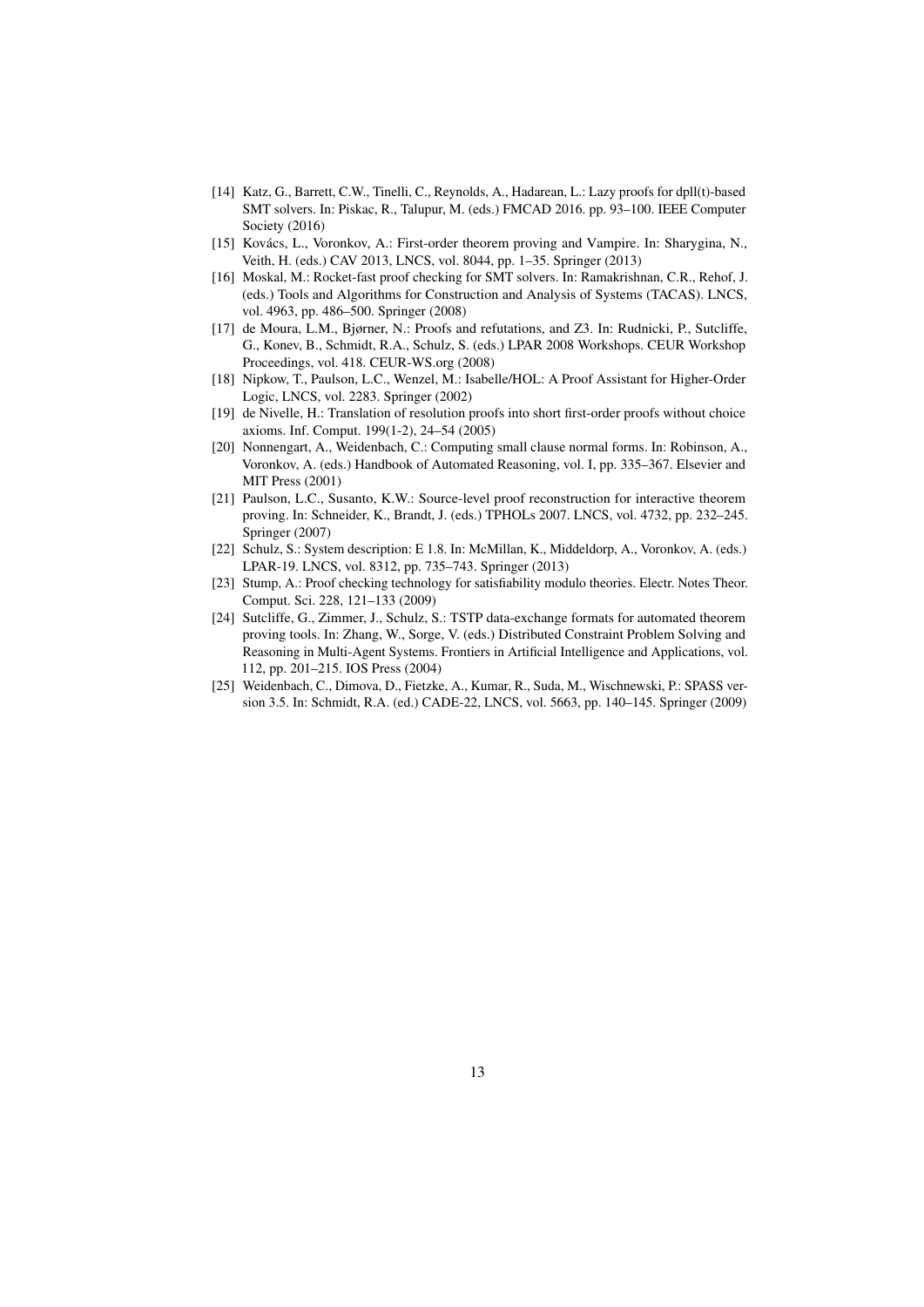[14] Katz, G., Barrett, C.W., Tinelli, C., Reynolds, A., Hadarean, L.: Lazy proofs for dpll(t)-based SMT solvers. In: Piskac, R., Talupur, M. (eds.) FMCAD 2016. pp. 93–100. IEEE Computer Society (2016)

[15] Kovács, L., Voronkov, A.: First-order theorem proving and Vampire. In: Sharygina, N., Veith, H. (eds.) CAV 2013, LNCS, vol. 8044, pp. 1–35. Springer (2013)

[16] Moskal, M.: Rocket-fast proof checking for SMT solvers. In: Ramakrishnan, C.R., Rehof, J. (eds.) Tools and Algorithms for Construction and Analysis of Systems (TACAS). LNCS, vol. 4963, pp. 486–500. Springer (2008)

[17] de Moura, L.M., Bjørner, N.: Proofs and refutations, and Z3. In: Rudnicki, P., Sutcliffe, G., Konev, B., Schmidt, R.A., Schulz, S. (eds.) LPAR 2008 Workshops. CEUR Workshop Proceedings, vol. 418. CEUR-WS.org (2008)

[18] Nipkow, T., Paulson, L.C., Wenzel, M.: Isabelle/HOL: A Proof Assistant for Higher-Order Logic, LNCS, vol. 2283. Springer (2002)

[19] de Nivelle, H.: Translation of resolution proofs into short first-order proofs without choice axioms. Inf. Comput. 199(1-2), 24–54 (2005)

[20] Nonnengart, A., Weidenbach, C.: Computing small clause normal forms. In: Robinson, A., Voronkov, A. (eds.) Handbook of Automated Reasoning, vol. I, pp. 335–367. Elsevier and MIT Press (2001)

[21] Paulson, L.C., Susanto, K.W.: Source-level proof reconstruction for interactive theorem proving. In: Schneider, K., Brandt, J. (eds.) TPHOLs 2007. LNCS, vol. 4732, pp. 232–245. Springer (2007)

[22] Schulz, S.: System description: E 1.8. In: McMillan, K., Middeldorp, A., Voronkov, A. (eds.) LPAR-19. LNCS, vol. 8312, pp. 735–743. Springer (2013)

[23] Stump, A.: Proof checking technology for satisfiability modulo theories. Electr. Notes Theor. Comput. Sci. 228, 121–133 (2009)

[24] Sutcliffe, G., Zimmer, J., Schulz, S.: TSTP data-exchange formats for automated theorem proving tools. In: Zhang, W., Sorge, V. (eds.) Distributed Constraint Problem Solving and Reasoning in Multi-Agent Systems. Frontiers in Artificial Intelligence and Applications, vol. 112, pp. 201–215. IOS Press (2004)

[25] Weidenbach, C., Dimova, D., Fietzke, A., Kumar, R., Suda, M., Wischnewski, P.: SPASS version 3.5. In: Schmidt, R.A. (ed.) CADE-22, LNCS, vol. 5663, pp. 140–145. Springer (2009)